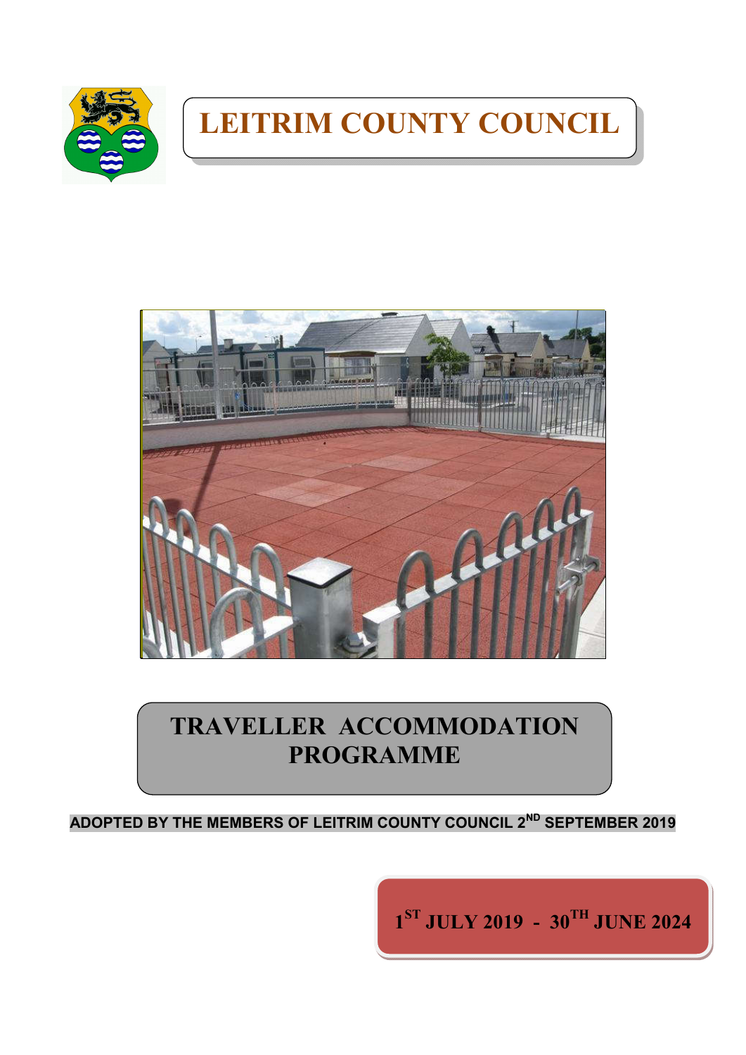# LEITRIM COUNTY COUNCIL

# TRAVELLER ACCOMMODATION PROGRAMME

**ADOPTED BY THE MEMBERS OF LEITRIM COUNTY COUNCIL 2ND SEPTEMBER 2019**

**1ST JULY 2019 - 30TH JUNE 2024**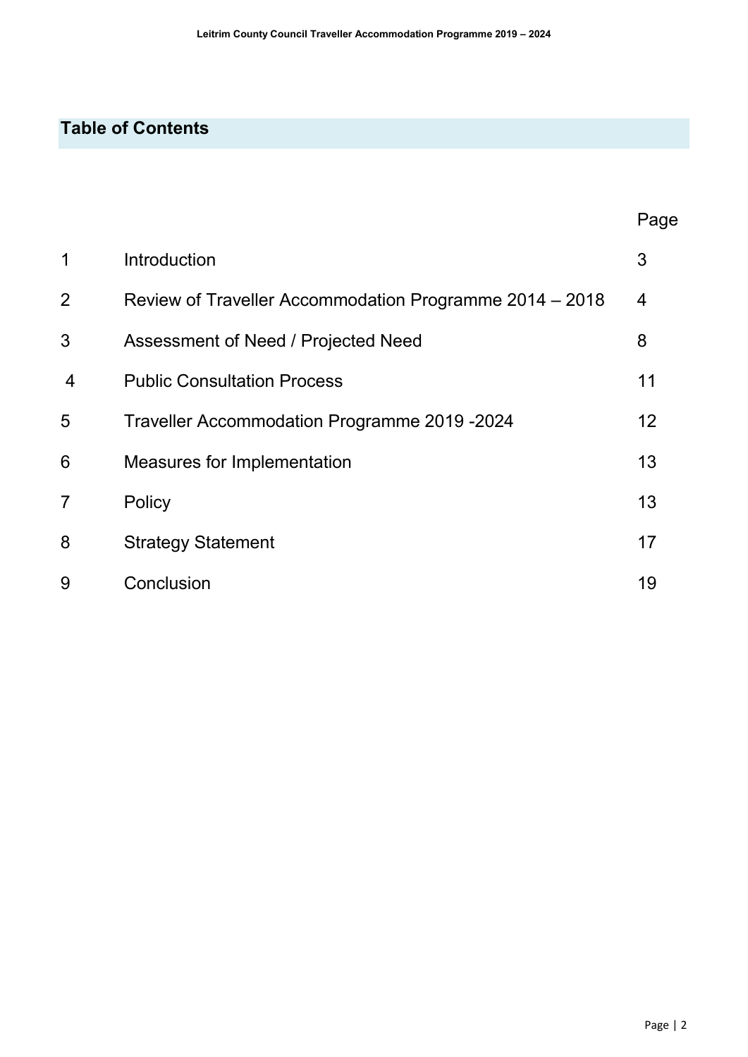## Table of Contents

| | | Page |
|---|---|---|
| 1 | Introduction | 3 |
| 2 | Review of Traveller Accommodation Programme 2014 – 2018 | 4 |
| 3 | Assessment of Need / Projected Need | 8 |
| 4 | Public Consultation Process | 11 |
| 5 | Traveller Accommodation Programme 2019 -2024 | 12 |
| 6 | Measures for Implementation | 13 |
| 7 | Policy | 13 |
| 8 | Strategy Statement | 17 |
| 9 | Conclusion | 19 |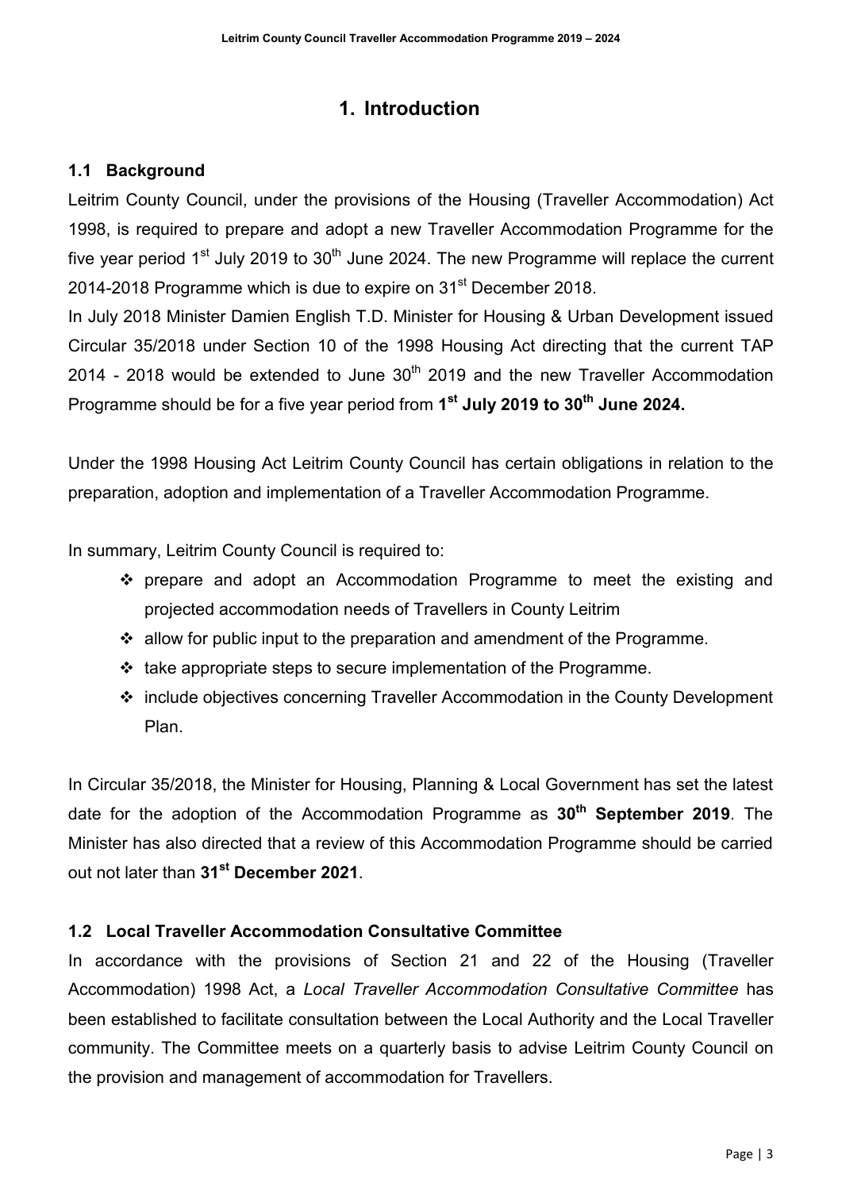# 1. Introduction

## 1.1 Background

Leitrim County Council, under the provisions of the Housing (Traveller Accommodation) Act 1998, is required to prepare and adopt a new Traveller Accommodation Programme for the five year period 1st July 2019 to 30th June 2024. The new Programme will replace the current 2014-2018 Programme which is due to expire on 31st December 2018.

In July 2018 Minister Damien English T.D. Minister for Housing & Urban Development issued Circular 35/2018 under Section 10 of the 1998 Housing Act directing that the current TAP 2014 - 2018 would be extended to June 30th 2019 and the new Traveller Accommodation Programme should be for a five year period from **1st July 2019 to 30th June 2024.**

Under the 1998 Housing Act Leitrim County Council has certain obligations in relation to the preparation, adoption and implementation of a Traveller Accommodation Programme.

In summary, Leitrim County Council is required to:

- prepare and adopt an Accommodation Programme to meet the existing and projected accommodation needs of Travellers in County Leitrim
- allow for public input to the preparation and amendment of the Programme.
- take appropriate steps to secure implementation of the Programme.
- include objectives concerning Traveller Accommodation in the County Development Plan.

In Circular 35/2018, the Minister for Housing, Planning & Local Government has set the latest date for the adoption of the Accommodation Programme as **30th September 2019**. The Minister has also directed that a review of this Accommodation Programme should be carried out not later than **31st December 2021**.

## 1.2 Local Traveller Accommodation Consultative Committee

In accordance with the provisions of Section 21 and 22 of the Housing (Traveller Accommodation) 1998 Act, a *Local Traveller Accommodation Consultative Committee* has been established to facilitate consultation between the Local Authority and the Local Traveller community. The Committee meets on a quarterly basis to advise Leitrim County Council on the provision and management of accommodation for Travellers.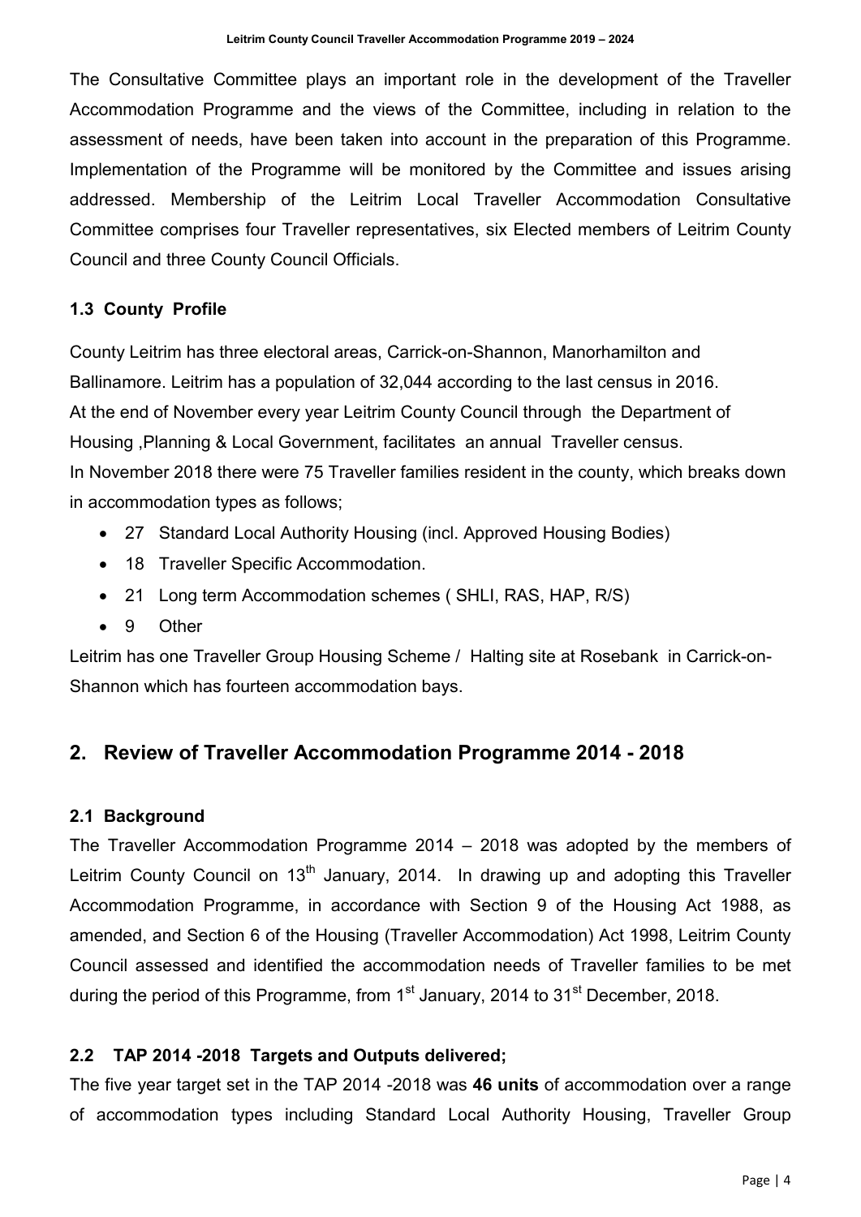The Consultative Committee plays an important role in the development of the Traveller Accommodation Programme and the views of the Committee, including in relation to the assessment of needs, have been taken into account in the preparation of this Programme. Implementation of the Programme will be monitored by the Committee and issues arising addressed. Membership of the Leitrim Local Traveller Accommodation Consultative Committee comprises four Traveller representatives, six Elected members of Leitrim County Council and three County Council Officials.

### 1.3 County Profile

County Leitrim has three electoral areas, Carrick-on-Shannon, Manorhamilton and Ballinamore. Leitrim has a population of 32,044 according to the last census in 2016. At the end of November every year Leitrim County Council through the Department of Housing ,Planning & Local Government, facilitates an annual Traveller census. In November 2018 there were 75 Traveller families resident in the county, which breaks down in accommodation types as follows;

- 27 Standard Local Authority Housing (incl. Approved Housing Bodies)
- 18 Traveller Specific Accommodation.
- 21 Long term Accommodation schemes ( SHLI, RAS, HAP, R/S)
- 9 Other

Leitrim has one Traveller Group Housing Scheme / Halting site at Rosebank in Carrick-on-Shannon which has fourteen accommodation bays.

## 2. Review of Traveller Accommodation Programme 2014 - 2018

### 2.1 Background

The Traveller Accommodation Programme 2014 – 2018 was adopted by the members of Leitrim County Council on 13th January, 2014. In drawing up and adopting this Traveller Accommodation Programme, in accordance with Section 9 of the Housing Act 1988, as amended, and Section 6 of the Housing (Traveller Accommodation) Act 1998, Leitrim County Council assessed and identified the accommodation needs of Traveller families to be met during the period of this Programme, from 1st January, 2014 to 31st December, 2018.

### 2.2 TAP 2014 -2018 Targets and Outputs delivered;

The five year target set in the TAP 2014 -2018 was **46 units** of accommodation over a range of accommodation types including Standard Local Authority Housing, Traveller Group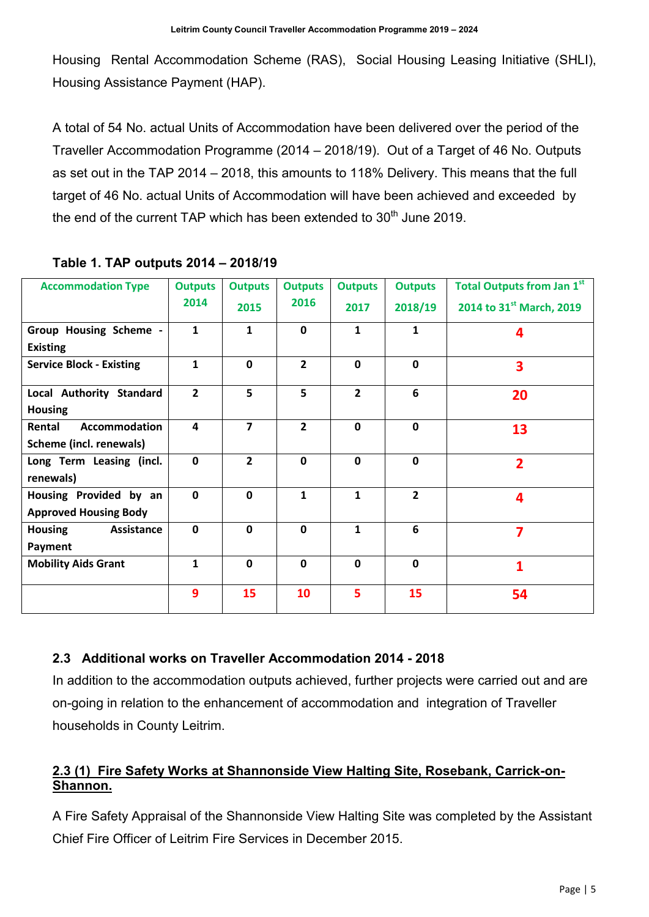Housing Rental Accommodation Scheme (RAS), Social Housing Leasing Initiative (SHLI), Housing Assistance Payment (HAP).

A total of 54 No. actual Units of Accommodation have been delivered over the period of the Traveller Accommodation Programme (2014 – 2018/19). Out of a Target of 46 No. Outputs as set out in the TAP 2014 – 2018, this amounts to 118% Delivery. This means that the full target of 46 No. actual Units of Accommodation will have been achieved and exceeded by the end of the current TAP which has been extended to 30th June 2019.

**Table 1. TAP outputs 2014 – 2018/19**

| Accommodation Type | Outputs 2014 | Outputs 2015 | Outputs 2016 | Outputs 2017 | Outputs 2018/19 | Total Outputs from Jan 1st 2014 to 31st March, 2019 |
|---|---|---|---|---|---|---|
| **Group Housing Scheme - Existing** | 1 | 1 | 0 | 1 | 1 | **4** |
| **Service Block - Existing** | 1 | 0 | 2 | 0 | 0 | **3** |
| **Local Authority Standard Housing** | 2 | 5 | 5 | 2 | 6 | **20** |
| **Rental Accommodation Scheme (incl. renewals)** | 4 | 7 | 2 | 0 | 0 | **13** |
| **Long Term Leasing (incl. renewals)** | 0 | 2 | 0 | 0 | 0 | **2** |
| **Housing Provided by an Approved Housing Body** | 0 | 0 | 1 | 1 | 2 | **4** |
| **Housing Assistance Payment** | 0 | 0 | 0 | 1 | 6 | **7** |
| **Mobility Aids Grant** | 1 | 0 | 0 | 0 | 0 | **1** |
| | **9** | **15** | **10** | **5** | **15** | **54** |

## 2.3 Additional works on Traveller Accommodation 2014 - 2018

In addition to the accommodation outputs achieved, further projects were carried out and are on-going in relation to the enhancement of accommodation and integration of Traveller households in County Leitrim.

### 2.3 (1) Fire Safety Works at Shannonside View Halting Site, Rosebank, Carrick-on-Shannon.

A Fire Safety Appraisal of the Shannonside View Halting Site was completed by the Assistant Chief Fire Officer of Leitrim Fire Services in December 2015.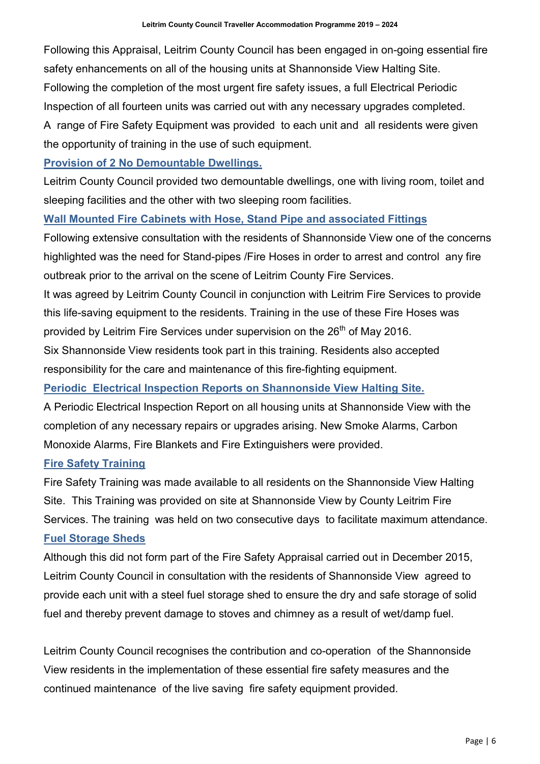Following this Appraisal, Leitrim County Council has been engaged in on-going essential fire safety enhancements on all of the housing units at Shannonside View Halting Site. Following the completion of the most urgent fire safety issues, a full Electrical Periodic Inspection of all fourteen units was carried out with any necessary upgrades completed. A range of Fire Safety Equipment was provided to each unit and all residents were given the opportunity of training in the use of such equipment.

### Provision of 2 No Demountable Dwellings.

Leitrim County Council provided two demountable dwellings, one with living room, toilet and sleeping facilities and the other with two sleeping room facilities.

### Wall Mounted Fire Cabinets with Hose, Stand Pipe and associated Fittings

Following extensive consultation with the residents of Shannonside View one of the concerns highlighted was the need for Stand-pipes /Fire Hoses in order to arrest and control any fire outbreak prior to the arrival on the scene of Leitrim County Fire Services.

It was agreed by Leitrim County Council in conjunction with Leitrim Fire Services to provide this life-saving equipment to the residents. Training in the use of these Fire Hoses was provided by Leitrim Fire Services under supervision on the 26th of May 2016.

Six Shannonside View residents took part in this training. Residents also accepted responsibility for the care and maintenance of this fire-fighting equipment.

### Periodic Electrical Inspection Reports on Shannonside View Halting Site.

A Periodic Electrical Inspection Report on all housing units at Shannonside View with the completion of any necessary repairs or upgrades arising. New Smoke Alarms, Carbon Monoxide Alarms, Fire Blankets and Fire Extinguishers were provided.

### Fire Safety Training

Fire Safety Training was made available to all residents on the Shannonside View Halting Site. This Training was provided on site at Shannonside View by County Leitrim Fire Services. The training was held on two consecutive days to facilitate maximum attendance.

### Fuel Storage Sheds

Although this did not form part of the Fire Safety Appraisal carried out in December 2015, Leitrim County Council in consultation with the residents of Shannonside View agreed to provide each unit with a steel fuel storage shed to ensure the dry and safe storage of solid fuel and thereby prevent damage to stoves and chimney as a result of wet/damp fuel.

Leitrim County Council recognises the contribution and co-operation of the Shannonside View residents in the implementation of these essential fire safety measures and the continued maintenance of the live saving fire safety equipment provided.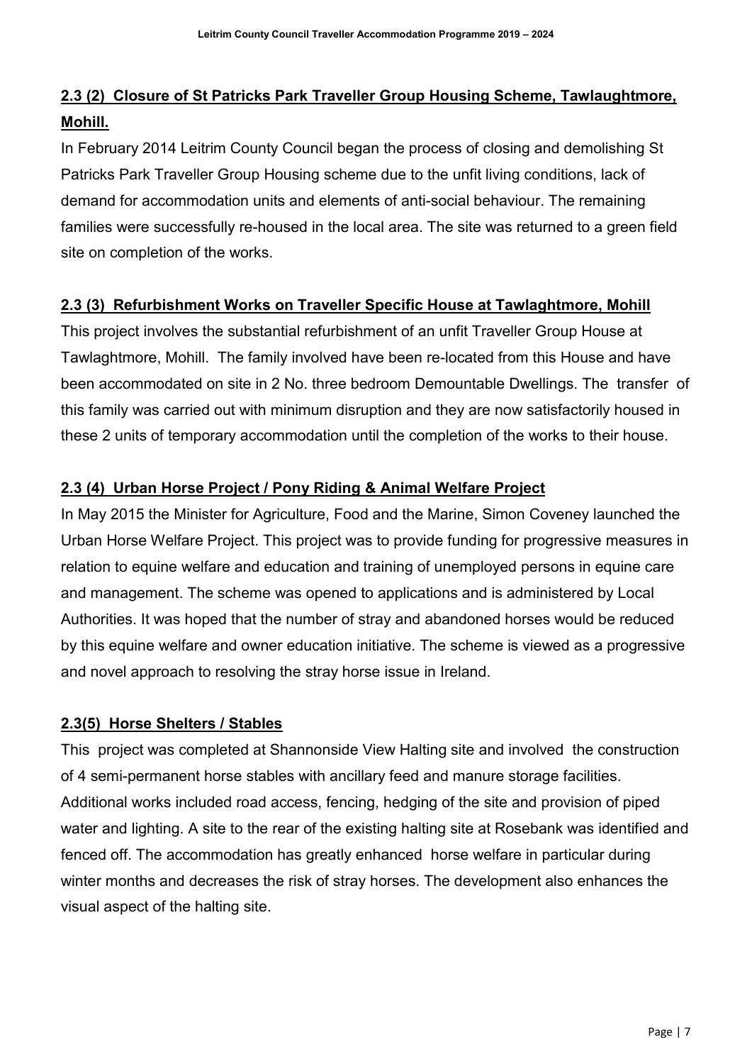## 2.3 (2) Closure of St Patricks Park Traveller Group Housing Scheme, Tawlaughtmore, Mohill.

In February 2014 Leitrim County Council began the process of closing and demolishing St Patricks Park Traveller Group Housing scheme due to the unfit living conditions, lack of demand for accommodation units and elements of anti-social behaviour. The remaining families were successfully re-housed in the local area. The site was returned to a green field site on completion of the works.

## 2.3 (3) Refurbishment Works on Traveller Specific House at Tawlaghtmore, Mohill

This project involves the substantial refurbishment of an unfit Traveller Group House at Tawlaghtmore, Mohill. The family involved have been re-located from this House and have been accommodated on site in 2 No. three bedroom Demountable Dwellings. The transfer of this family was carried out with minimum disruption and they are now satisfactorily housed in these 2 units of temporary accommodation until the completion of the works to their house.

## 2.3 (4) Urban Horse Project / Pony Riding & Animal Welfare Project

In May 2015 the Minister for Agriculture, Food and the Marine, Simon Coveney launched the Urban Horse Welfare Project. This project was to provide funding for progressive measures in relation to equine welfare and education and training of unemployed persons in equine care and management. The scheme was opened to applications and is administered by Local Authorities. It was hoped that the number of stray and abandoned horses would be reduced by this equine welfare and owner education initiative. The scheme is viewed as a progressive and novel approach to resolving the stray horse issue in Ireland.

## 2.3(5) Horse Shelters / Stables

This project was completed at Shannonside View Halting site and involved the construction of 4 semi-permanent horse stables with ancillary feed and manure storage facilities. Additional works included road access, fencing, hedging of the site and provision of piped water and lighting. A site to the rear of the existing halting site at Rosebank was identified and fenced off. The accommodation has greatly enhanced horse welfare in particular during winter months and decreases the risk of stray horses. The development also enhances the visual aspect of the halting site.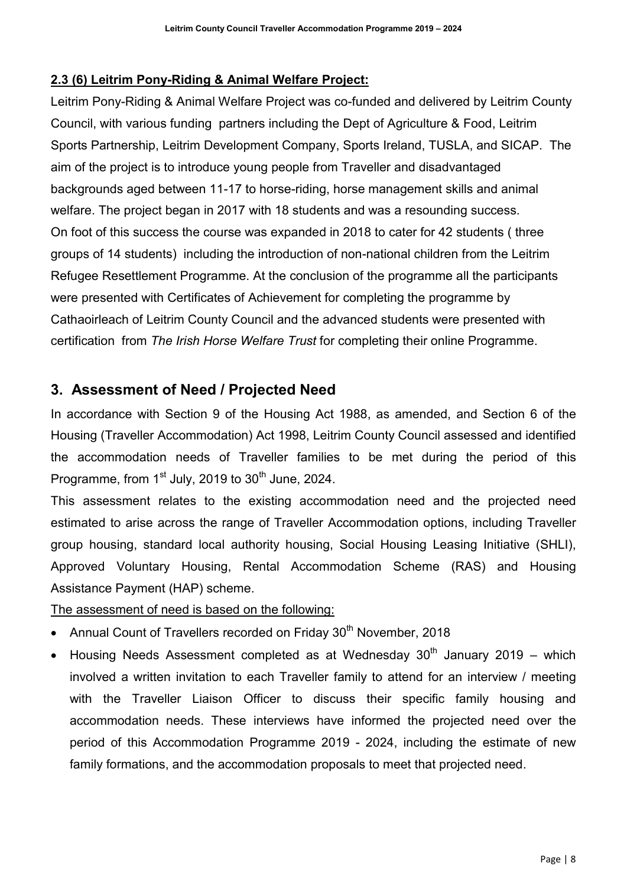**2.3 (6) Leitrim Pony-Riding & Animal Welfare Project:**

Leitrim Pony-Riding & Animal Welfare Project was co-funded and delivered by Leitrim County Council, with various funding partners including the Dept of Agriculture & Food, Leitrim Sports Partnership, Leitrim Development Company, Sports Ireland, TUSLA, and SICAP. The aim of the project is to introduce young people from Traveller and disadvantaged backgrounds aged between 11-17 to horse-riding, horse management skills and animal welfare. The project began in 2017 with 18 students and was a resounding success. On foot of this success the course was expanded in 2018 to cater for 42 students ( three groups of 14 students) including the introduction of non-national children from the Leitrim Refugee Resettlement Programme. At the conclusion of the programme all the participants were presented with Certificates of Achievement for completing the programme by Cathaoirleach of Leitrim County Council and the advanced students were presented with certification from *The Irish Horse Welfare Trust* for completing their online Programme.

## 3. Assessment of Need / Projected Need

In accordance with Section 9 of the Housing Act 1988, as amended, and Section 6 of the Housing (Traveller Accommodation) Act 1998, Leitrim County Council assessed and identified the accommodation needs of Traveller families to be met during the period of this Programme, from 1st July, 2019 to 30th June, 2024.

This assessment relates to the existing accommodation need and the projected need estimated to arise across the range of Traveller Accommodation options, including Traveller group housing, standard local authority housing, Social Housing Leasing Initiative (SHLI), Approved Voluntary Housing, Rental Accommodation Scheme (RAS) and Housing Assistance Payment (HAP) scheme.

The assessment of need is based on the following:

- Annual Count of Travellers recorded on Friday 30th November, 2018
- Housing Needs Assessment completed as at Wednesday 30th January 2019 – which involved a written invitation to each Traveller family to attend for an interview / meeting with the Traveller Liaison Officer to discuss their specific family housing and accommodation needs. These interviews have informed the projected need over the period of this Accommodation Programme 2019 - 2024, including the estimate of new family formations, and the accommodation proposals to meet that projected need.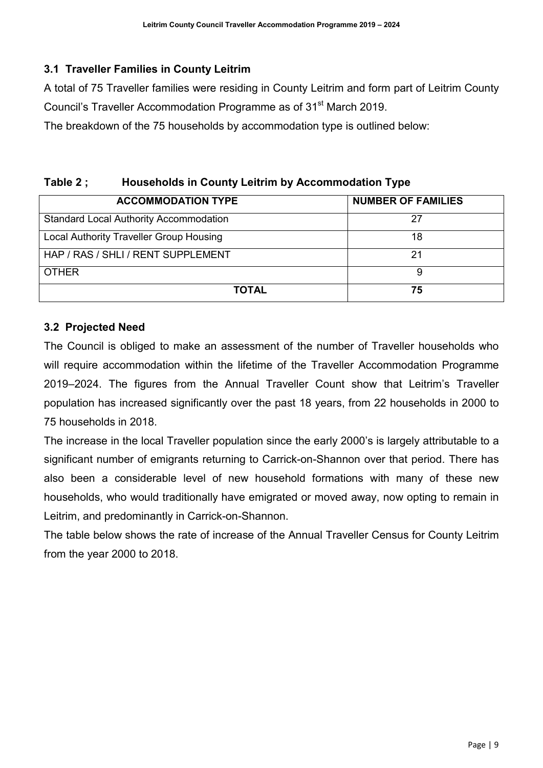### 3.1 Traveller Families in County Leitrim

A total of 75 Traveller families were residing in County Leitrim and form part of Leitrim County Council's Traveller Accommodation Programme as of 31st March 2019.

The breakdown of the 75 households by accommodation type is outlined below:

**Table 2 ; Households in County Leitrim by Accommodation Type**

| ACCOMMODATION TYPE | NUMBER OF FAMILIES |
|---|---|
| Standard Local Authority Accommodation | 27 |
| Local Authority Traveller Group Housing | 18 |
| HAP / RAS / SHLI / RENT SUPPLEMENT | 21 |
| OTHER | 9 |
| **TOTAL** | **75** |

### 3.2 Projected Need

The Council is obliged to make an assessment of the number of Traveller households who will require accommodation within the lifetime of the Traveller Accommodation Programme 2019–2024. The figures from the Annual Traveller Count show that Leitrim's Traveller population has increased significantly over the past 18 years, from 22 households in 2000 to 75 households in 2018.

The increase in the local Traveller population since the early 2000's is largely attributable to a significant number of emigrants returning to Carrick-on-Shannon over that period. There has also been a considerable level of new household formations with many of these new households, who would traditionally have emigrated or moved away, now opting to remain in Leitrim, and predominantly in Carrick-on-Shannon.

The table below shows the rate of increase of the Annual Traveller Census for County Leitrim from the year 2000 to 2018.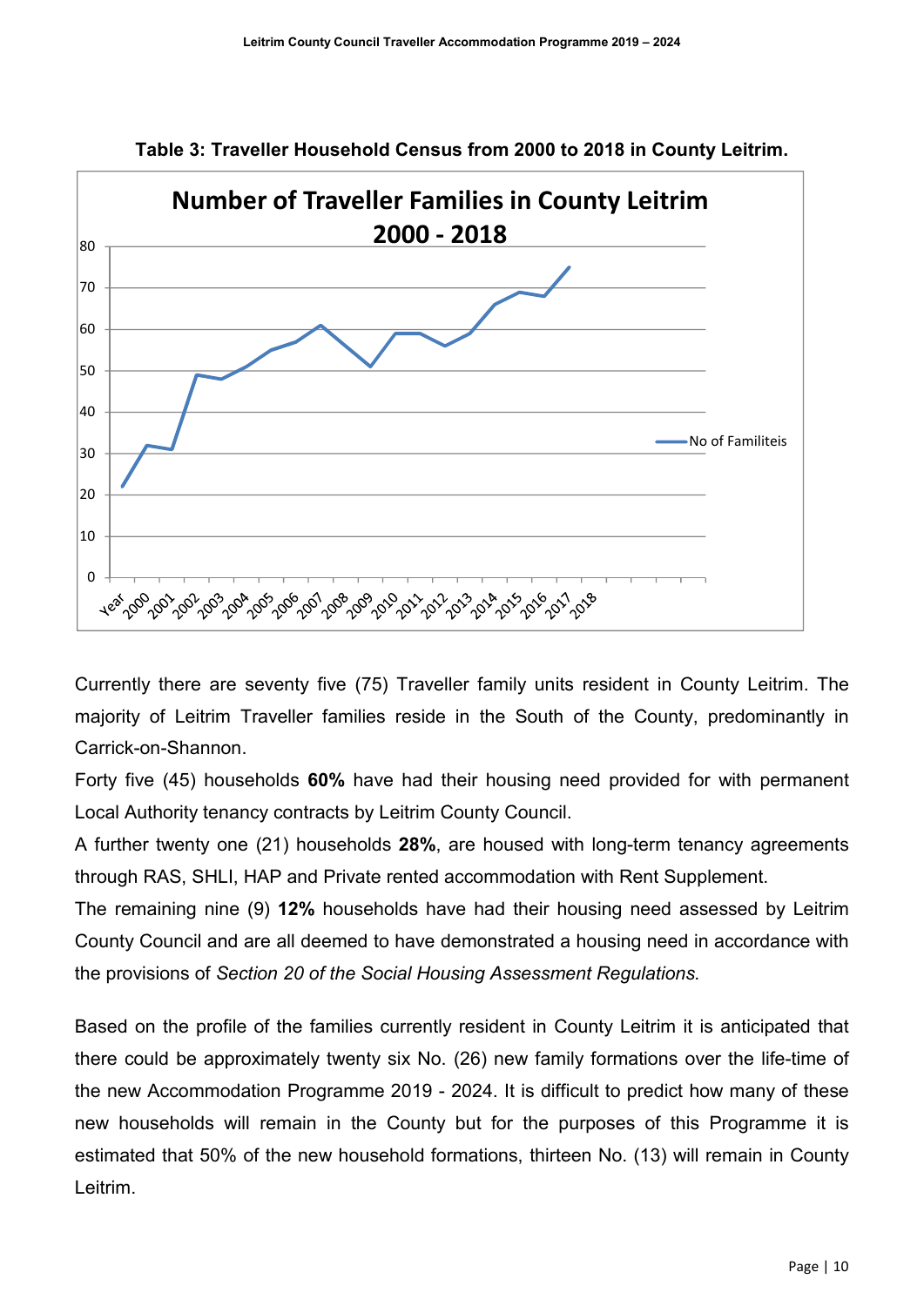**Table 3: Traveller Household Census from 2000 to 2018 in County Leitrim.**

Currently there are seventy five (75) Traveller family units resident in County Leitrim. The majority of Leitrim Traveller families reside in the South of the County, predominantly in Carrick-on-Shannon.

Forty five (45) households **60%** have had their housing need provided for with permanent Local Authority tenancy contracts by Leitrim County Council.

A further twenty one (21) households **28%**, are housed with long-term tenancy agreements through RAS, SHLI, HAP and Private rented accommodation with Rent Supplement.

The remaining nine (9) **12%** households have had their housing need assessed by Leitrim County Council and are all deemed to have demonstrated a housing need in accordance with the provisions of *Section 20 of the Social Housing Assessment Regulations.*

Based on the profile of the families currently resident in County Leitrim it is anticipated that there could be approximately twenty six No. (26) new family formations over the life-time of the new Accommodation Programme 2019 - 2024. It is difficult to predict how many of these new households will remain in the County but for the purposes of this Programme it is estimated that 50% of the new household formations, thirteen No. (13) will remain in County Leitrim.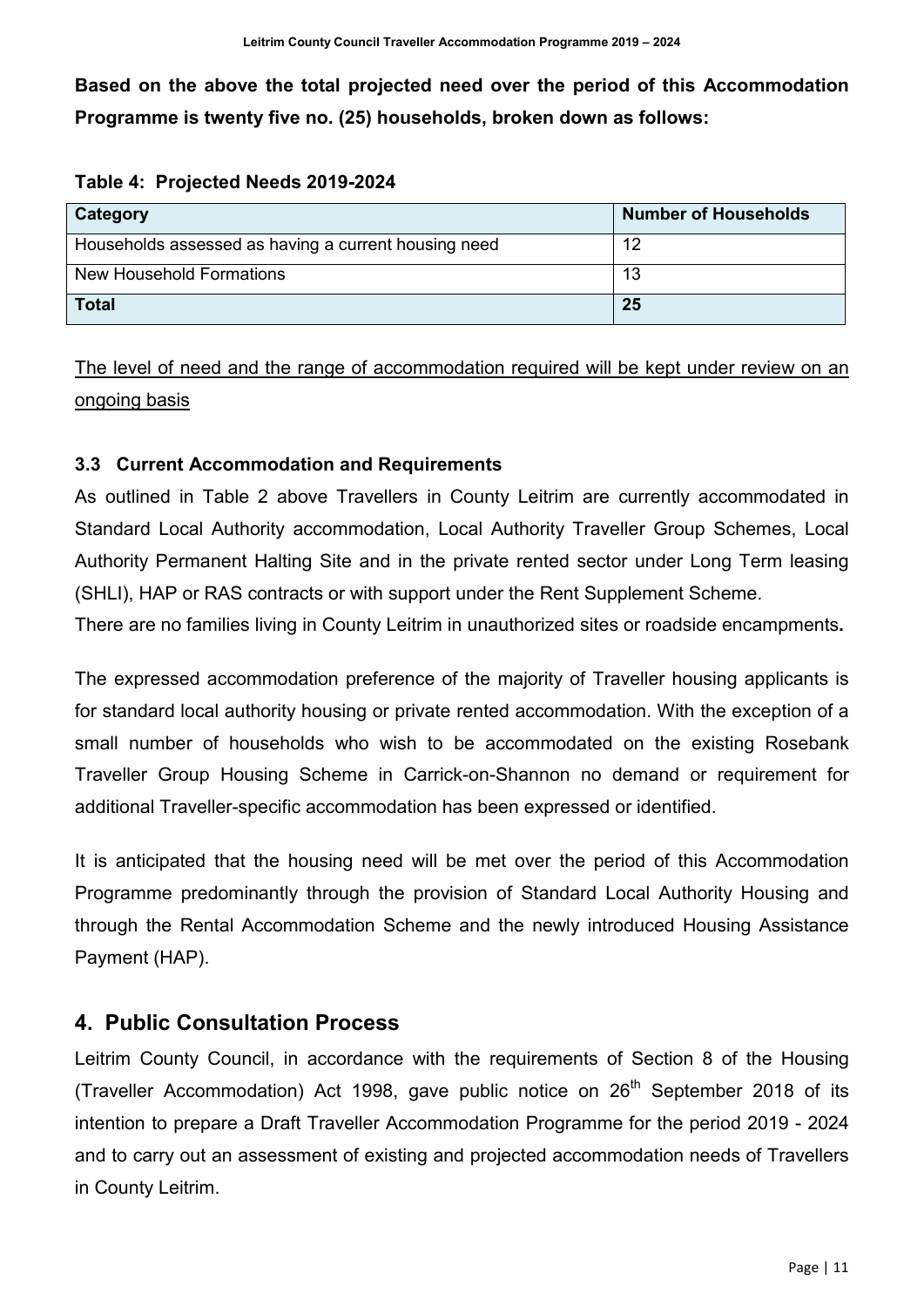**Based on the above the total projected need over the period of this Accommodation Programme is twenty five no. (25) households, broken down as follows:**

**Table 4: Projected Needs 2019-2024**

| Category | Number of Households |
|---|---|
| Households assessed as having a current housing need | 12 |
| New Household Formations | 13 |
| **Total** | **25** |

<u>The level of need and the range of accommodation required will be kept under review on an ongoing basis</u>

### 3.3 Current Accommodation and Requirements

As outlined in Table 2 above Travellers in County Leitrim are currently accommodated in Standard Local Authority accommodation, Local Authority Traveller Group Schemes, Local Authority Permanent Halting Site and in the private rented sector under Long Term leasing (SHLI), HAP or RAS contracts or with support under the Rent Supplement Scheme.

There are no families living in County Leitrim in unauthorized sites or roadside encampments**.**

The expressed accommodation preference of the majority of Traveller housing applicants is for standard local authority housing or private rented accommodation. With the exception of a small number of households who wish to be accommodated on the existing Rosebank Traveller Group Housing Scheme in Carrick-on-Shannon no demand or requirement for additional Traveller-specific accommodation has been expressed or identified.

It is anticipated that the housing need will be met over the period of this Accommodation Programme predominantly through the provision of Standard Local Authority Housing and through the Rental Accommodation Scheme and the newly introduced Housing Assistance Payment (HAP).

## 4. Public Consultation Process

Leitrim County Council, in accordance with the requirements of Section 8 of the Housing (Traveller Accommodation) Act 1998, gave public notice on 26th September 2018 of its intention to prepare a Draft Traveller Accommodation Programme for the period 2019 - 2024 and to carry out an assessment of existing and projected accommodation needs of Travellers in County Leitrim.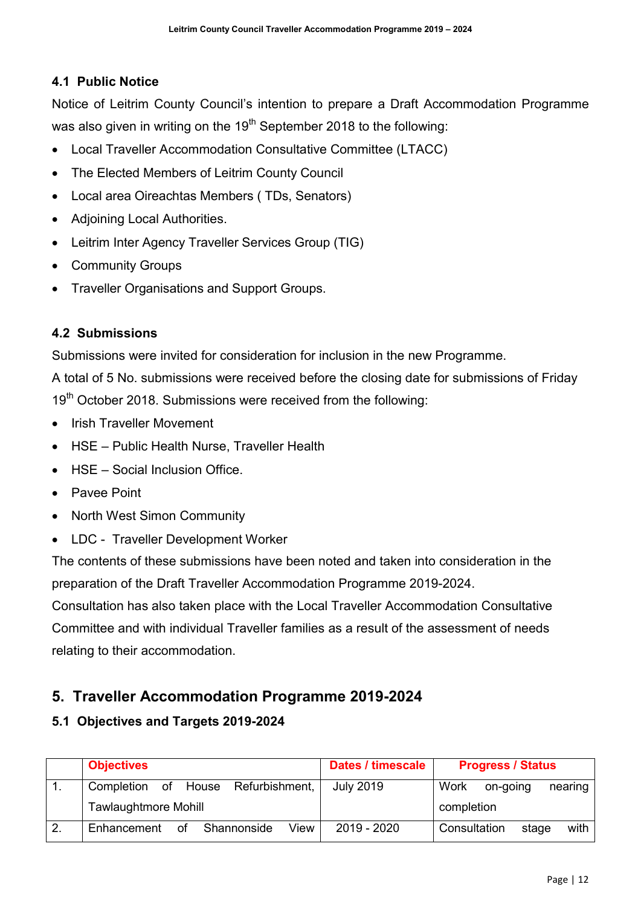### 4.1 Public Notice

Notice of Leitrim County Council's intention to prepare a Draft Accommodation Programme was also given in writing on the 19th September 2018 to the following:

- Local Traveller Accommodation Consultative Committee (LTACC)
- The Elected Members of Leitrim County Council
- Local area Oireachtas Members ( TDs, Senators)
- Adjoining Local Authorities.
- Leitrim Inter Agency Traveller Services Group (TIG)
- Community Groups
- Traveller Organisations and Support Groups.

### 4.2 Submissions

Submissions were invited for consideration for inclusion in the new Programme.

A total of 5 No. submissions were received before the closing date for submissions of Friday 19th October 2018. Submissions were received from the following:

- Irish Traveller Movement
- HSE – Public Health Nurse, Traveller Health
- HSE – Social Inclusion Office.
- Pavee Point
- North West Simon Community
- LDC - Traveller Development Worker

The contents of these submissions have been noted and taken into consideration in the preparation of the Draft Traveller Accommodation Programme 2019-2024.

Consultation has also taken place with the Local Traveller Accommodation Consultative Committee and with individual Traveller families as a result of the assessment of needs relating to their accommodation.

## 5. Traveller Accommodation Programme 2019-2024

### 5.1 Objectives and Targets 2019-2024

| | Objectives | Dates / timescale | Progress / Status |
|---|---|---|---|
| 1. | Completion of House Refurbishment, Tawlaughtmore Mohill | July 2019 | Work on-going nearing completion |
| 2. | Enhancement of Shannonside View | 2019 - 2020 | Consultation stage with |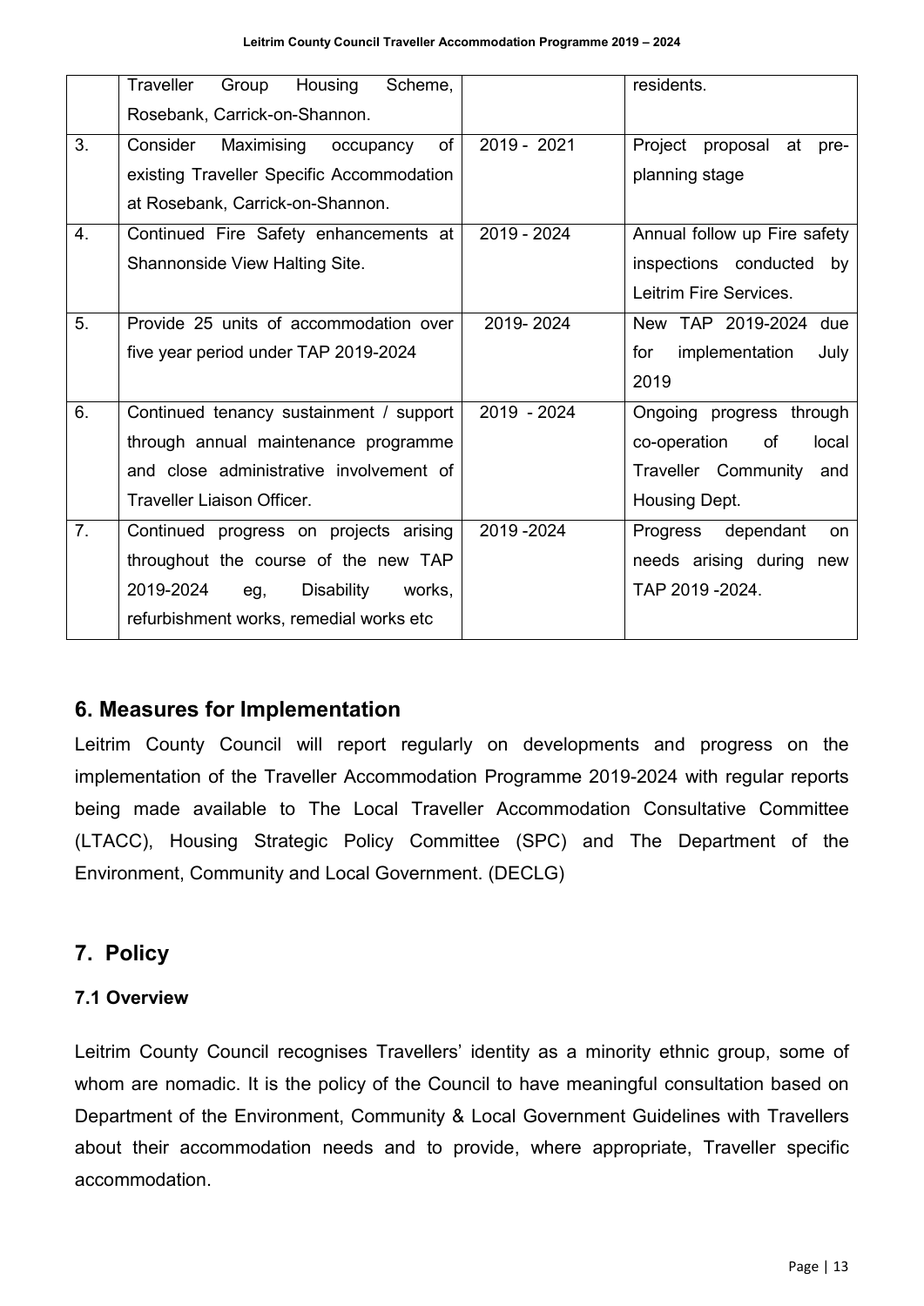| | | | |
|---|---|---|---|
| | Traveller Group Housing Scheme, Rosebank, Carrick-on-Shannon. | | residents. |
| 3. | Consider Maximising occupancy of existing Traveller Specific Accommodation at Rosebank, Carrick-on-Shannon. | 2019 - 2021 | Project proposal at pre-planning stage |
| 4. | Continued Fire Safety enhancements at Shannonside View Halting Site. | 2019 - 2024 | Annual follow up Fire safety inspections conducted by Leitrim Fire Services. |
| 5. | Provide 25 units of accommodation over five year period under TAP 2019-2024 | 2019- 2024 | New TAP 2019-2024 due for implementation July 2019 |
| 6. | Continued tenancy sustainment / support through annual maintenance programme and close administrative involvement of Traveller Liaison Officer. | 2019 - 2024 | Ongoing progress through co-operation of local Traveller Community and Housing Dept. |
| 7. | Continued progress on projects arising throughout the course of the new TAP 2019-2024 eg, Disability works, refurbishment works, remedial works etc | 2019 -2024 | Progress dependant on needs arising during new TAP 2019 -2024. |

## 6. Measures for Implementation

Leitrim County Council will report regularly on developments and progress on the implementation of the Traveller Accommodation Programme 2019-2024 with regular reports being made available to The Local Traveller Accommodation Consultative Committee (LTACC), Housing Strategic Policy Committee (SPC) and The Department of the Environment, Community and Local Government. (DECLG)

## 7. Policy

### 7.1 Overview

Leitrim County Council recognises Travellers' identity as a minority ethnic group, some of whom are nomadic. It is the policy of the Council to have meaningful consultation based on Department of the Environment, Community & Local Government Guidelines with Travellers about their accommodation needs and to provide, where appropriate, Traveller specific accommodation.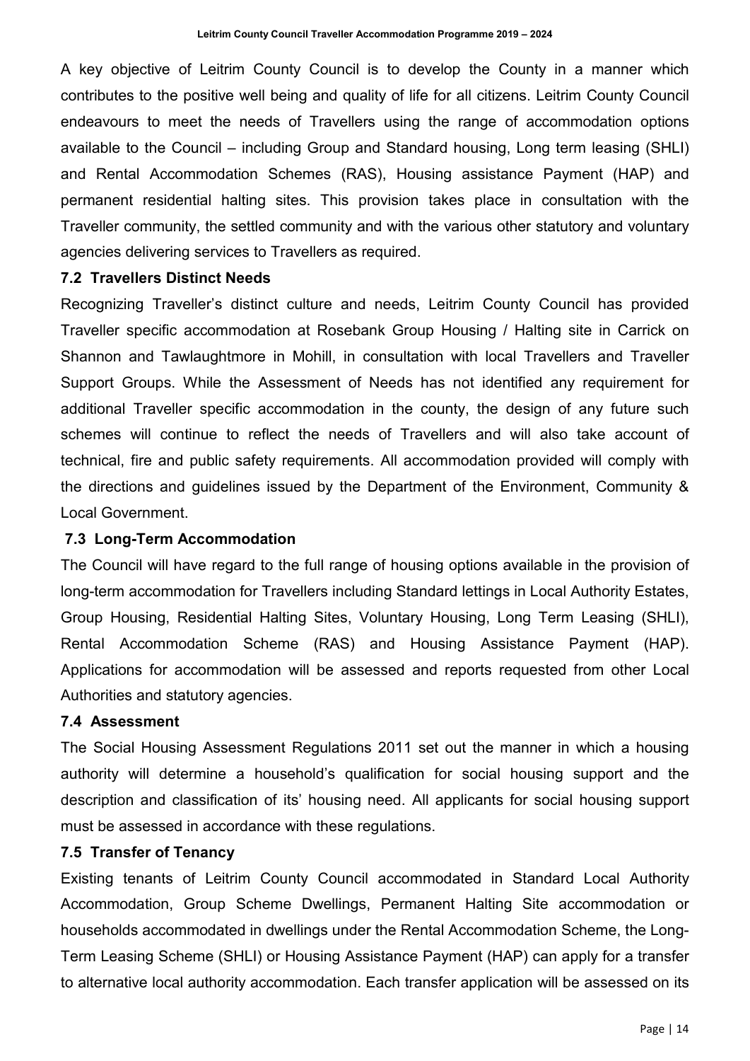A key objective of Leitrim County Council is to develop the County in a manner which contributes to the positive well being and quality of life for all citizens. Leitrim County Council endeavours to meet the needs of Travellers using the range of accommodation options available to the Council – including Group and Standard housing, Long term leasing (SHLI) and Rental Accommodation Schemes (RAS), Housing assistance Payment (HAP) and permanent residential halting sites. This provision takes place in consultation with the Traveller community, the settled community and with the various other statutory and voluntary agencies delivering services to Travellers as required.

### 7.2 Travellers Distinct Needs

Recognizing Traveller's distinct culture and needs, Leitrim County Council has provided Traveller specific accommodation at Rosebank Group Housing / Halting site in Carrick on Shannon and Tawlaughtmore in Mohill, in consultation with local Travellers and Traveller Support Groups. While the Assessment of Needs has not identified any requirement for additional Traveller specific accommodation in the county, the design of any future such schemes will continue to reflect the needs of Travellers and will also take account of technical, fire and public safety requirements. All accommodation provided will comply with the directions and guidelines issued by the Department of the Environment, Community & Local Government.

### 7.3 Long-Term Accommodation

The Council will have regard to the full range of housing options available in the provision of long-term accommodation for Travellers including Standard lettings in Local Authority Estates, Group Housing, Residential Halting Sites, Voluntary Housing, Long Term Leasing (SHLI), Rental Accommodation Scheme (RAS) and Housing Assistance Payment (HAP). Applications for accommodation will be assessed and reports requested from other Local Authorities and statutory agencies.

### 7.4 Assessment

The Social Housing Assessment Regulations 2011 set out the manner in which a housing authority will determine a household's qualification for social housing support and the description and classification of its' housing need. All applicants for social housing support must be assessed in accordance with these regulations.

### 7.5 Transfer of Tenancy

Existing tenants of Leitrim County Council accommodated in Standard Local Authority Accommodation, Group Scheme Dwellings, Permanent Halting Site accommodation or households accommodated in dwellings under the Rental Accommodation Scheme, the Long-Term Leasing Scheme (SHLI) or Housing Assistance Payment (HAP) can apply for a transfer to alternative local authority accommodation. Each transfer application will be assessed on its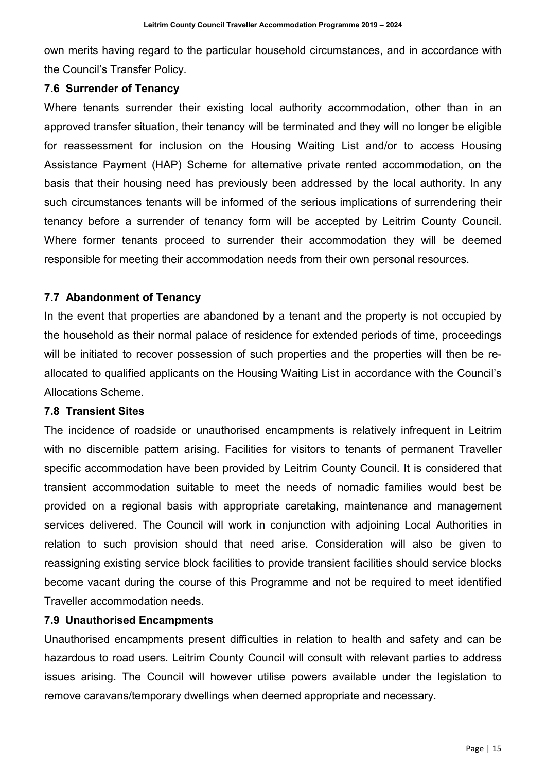own merits having regard to the particular household circumstances, and in accordance with the Council's Transfer Policy.

### 7.6 Surrender of Tenancy

Where tenants surrender their existing local authority accommodation, other than in an approved transfer situation, their tenancy will be terminated and they will no longer be eligible for reassessment for inclusion on the Housing Waiting List and/or to access Housing Assistance Payment (HAP) Scheme for alternative private rented accommodation, on the basis that their housing need has previously been addressed by the local authority. In any such circumstances tenants will be informed of the serious implications of surrendering their tenancy before a surrender of tenancy form will be accepted by Leitrim County Council. Where former tenants proceed to surrender their accommodation they will be deemed responsible for meeting their accommodation needs from their own personal resources.

### 7.7 Abandonment of Tenancy

In the event that properties are abandoned by a tenant and the property is not occupied by the household as their normal palace of residence for extended periods of time, proceedings will be initiated to recover possession of such properties and the properties will then be re-allocated to qualified applicants on the Housing Waiting List in accordance with the Council's Allocations Scheme.

### 7.8 Transient Sites

The incidence of roadside or unauthorised encampments is relatively infrequent in Leitrim with no discernible pattern arising. Facilities for visitors to tenants of permanent Traveller specific accommodation have been provided by Leitrim County Council. It is considered that transient accommodation suitable to meet the needs of nomadic families would best be provided on a regional basis with appropriate caretaking, maintenance and management services delivered. The Council will work in conjunction with adjoining Local Authorities in relation to such provision should that need arise. Consideration will also be given to reassigning existing service block facilities to provide transient facilities should service blocks become vacant during the course of this Programme and not be required to meet identified Traveller accommodation needs.

### 7.9 Unauthorised Encampments

Unauthorised encampments present difficulties in relation to health and safety and can be hazardous to road users. Leitrim County Council will consult with relevant parties to address issues arising. The Council will however utilise powers available under the legislation to remove caravans/temporary dwellings when deemed appropriate and necessary.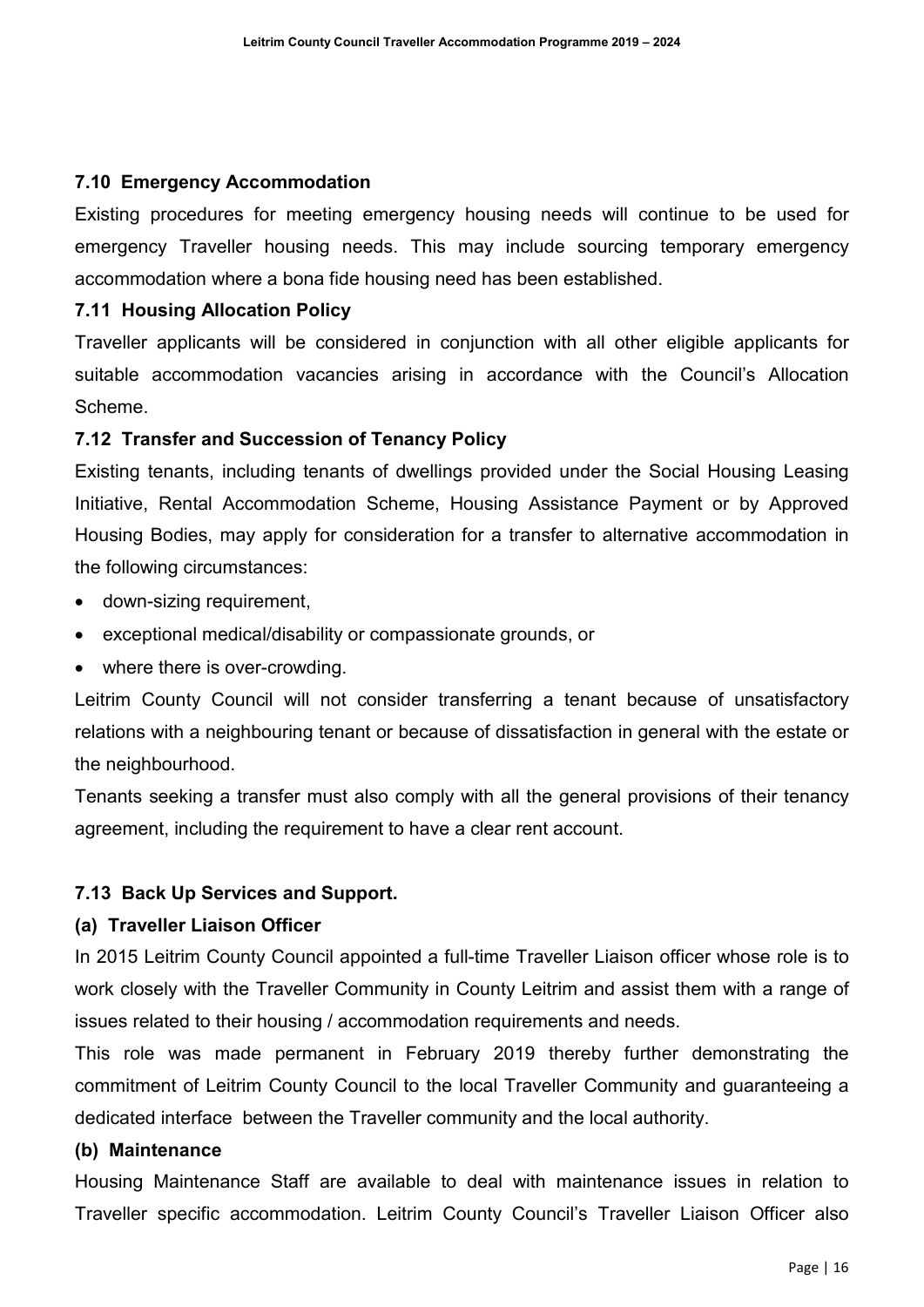### 7.10 Emergency Accommodation

Existing procedures for meeting emergency housing needs will continue to be used for emergency Traveller housing needs. This may include sourcing temporary emergency accommodation where a bona fide housing need has been established.

### 7.11 Housing Allocation Policy

Traveller applicants will be considered in conjunction with all other eligible applicants for suitable accommodation vacancies arising in accordance with the Council's Allocation Scheme.

### 7.12 Transfer and Succession of Tenancy Policy

Existing tenants, including tenants of dwellings provided under the Social Housing Leasing Initiative, Rental Accommodation Scheme, Housing Assistance Payment or by Approved Housing Bodies, may apply for consideration for a transfer to alternative accommodation in the following circumstances:

- down-sizing requirement,
- exceptional medical/disability or compassionate grounds, or
- where there is over-crowding.

Leitrim County Council will not consider transferring a tenant because of unsatisfactory relations with a neighbouring tenant or because of dissatisfaction in general with the estate or the neighbourhood.

Tenants seeking a transfer must also comply with all the general provisions of their tenancy agreement, including the requirement to have a clear rent account.

### 7.13 Back Up Services and Support.

#### (a) Traveller Liaison Officer

In 2015 Leitrim County Council appointed a full-time Traveller Liaison officer whose role is to work closely with the Traveller Community in County Leitrim and assist them with a range of issues related to their housing / accommodation requirements and needs.

This role was made permanent in February 2019 thereby further demonstrating the commitment of Leitrim County Council to the local Traveller Community and guaranteeing a dedicated interface between the Traveller community and the local authority.

#### (b) Maintenance

Housing Maintenance Staff are available to deal with maintenance issues in relation to Traveller specific accommodation. Leitrim County Council's Traveller Liaison Officer also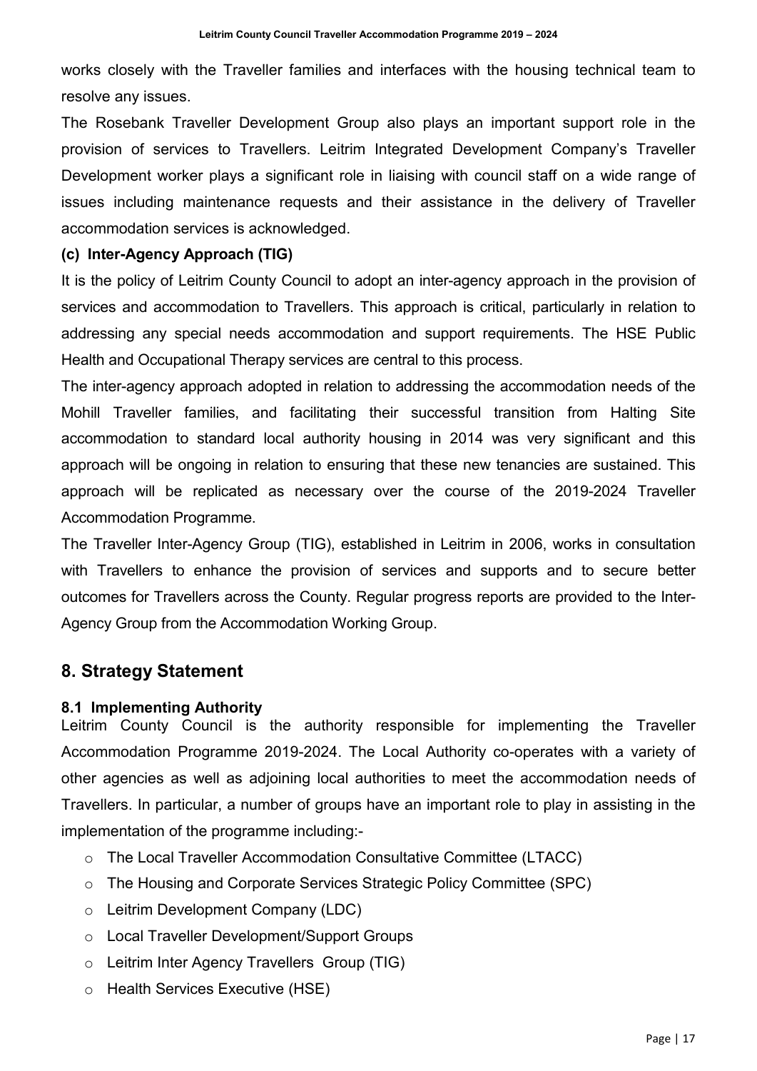works closely with the Traveller families and interfaces with the housing technical team to resolve any issues.

The Rosebank Traveller Development Group also plays an important support role in the provision of services to Travellers. Leitrim Integrated Development Company's Traveller Development worker plays a significant role in liaising with council staff on a wide range of issues including maintenance requests and their assistance in the delivery of Traveller accommodation services is acknowledged.

**(c) Inter-Agency Approach (TIG)**

It is the policy of Leitrim County Council to adopt an inter-agency approach in the provision of services and accommodation to Travellers. This approach is critical, particularly in relation to addressing any special needs accommodation and support requirements. The HSE Public Health and Occupational Therapy services are central to this process.

The inter-agency approach adopted in relation to addressing the accommodation needs of the Mohill Traveller families, and facilitating their successful transition from Halting Site accommodation to standard local authority housing in 2014 was very significant and this approach will be ongoing in relation to ensuring that these new tenancies are sustained. This approach will be replicated as necessary over the course of the 2019-2024 Traveller Accommodation Programme.

The Traveller Inter-Agency Group (TIG), established in Leitrim in 2006, works in consultation with Travellers to enhance the provision of services and supports and to secure better outcomes for Travellers across the County. Regular progress reports are provided to the Inter-Agency Group from the Accommodation Working Group.

## 8. Strategy Statement

### 8.1 Implementing Authority

Leitrim County Council is the authority responsible for implementing the Traveller Accommodation Programme 2019-2024. The Local Authority co-operates with a variety of other agencies as well as adjoining local authorities to meet the accommodation needs of Travellers. In particular, a number of groups have an important role to play in assisting in the implementation of the programme including:-

- The Local Traveller Accommodation Consultative Committee (LTACC)
- The Housing and Corporate Services Strategic Policy Committee (SPC)
- Leitrim Development Company (LDC)
- Local Traveller Development/Support Groups
- Leitrim Inter Agency Travellers Group (TIG)
- Health Services Executive (HSE)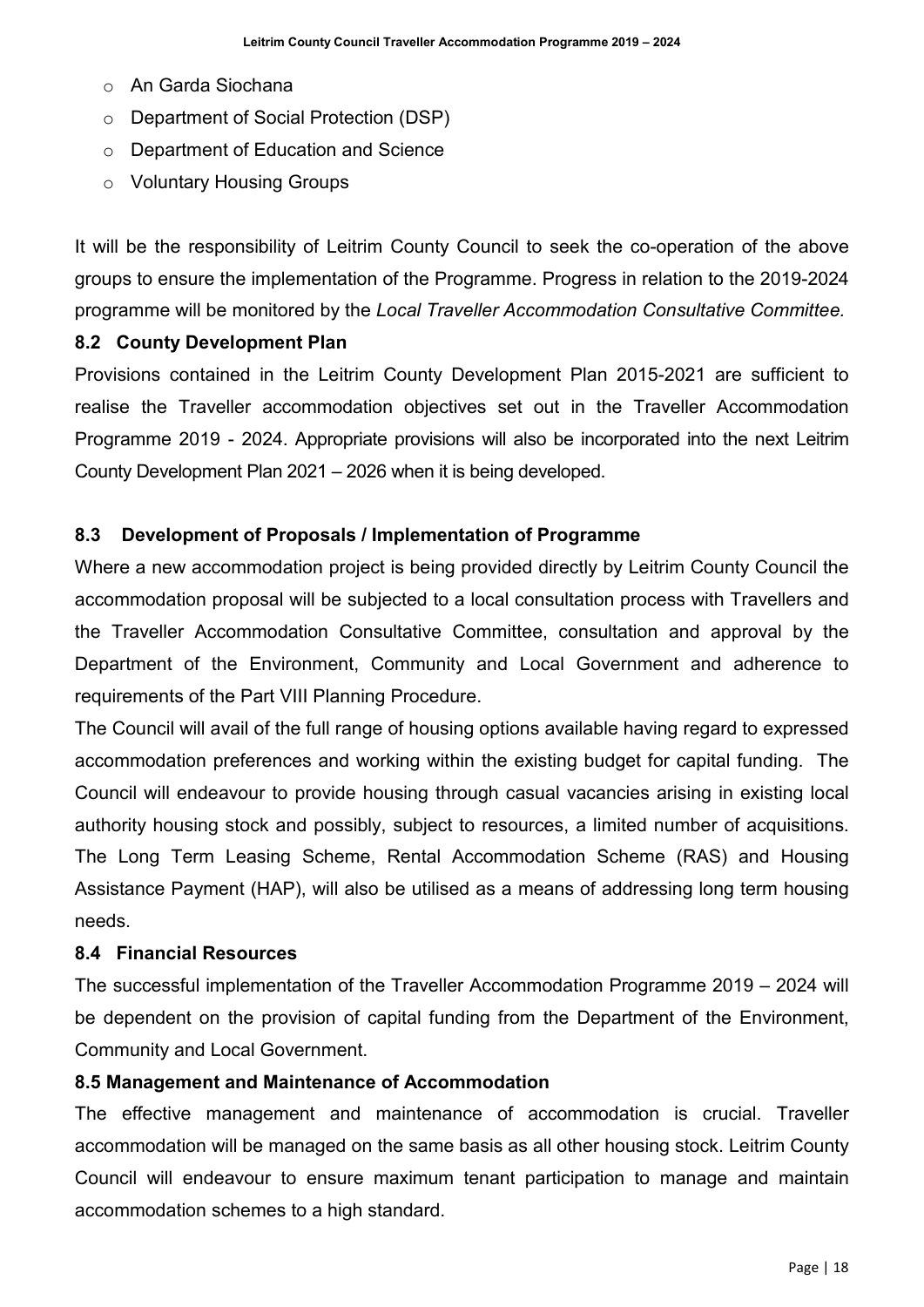- An Garda Siochana
- Department of Social Protection (DSP)
- Department of Education and Science
- Voluntary Housing Groups

It will be the responsibility of Leitrim County Council to seek the co-operation of the above groups to ensure the implementation of the Programme. Progress in relation to the 2019-2024 programme will be monitored by the *Local Traveller Accommodation Consultative Committee.*

### 8.2 County Development Plan

Provisions contained in the Leitrim County Development Plan 2015-2021 are sufficient to realise the Traveller accommodation objectives set out in the Traveller Accommodation Programme 2019 - 2024. Appropriate provisions will also be incorporated into the next Leitrim County Development Plan 2021 – 2026 when it is being developed.

### 8.3 Development of Proposals / Implementation of Programme

Where a new accommodation project is being provided directly by Leitrim County Council the accommodation proposal will be subjected to a local consultation process with Travellers and the Traveller Accommodation Consultative Committee, consultation and approval by the Department of the Environment, Community and Local Government and adherence to requirements of the Part VIII Planning Procedure.

The Council will avail of the full range of housing options available having regard to expressed accommodation preferences and working within the existing budget for capital funding. The Council will endeavour to provide housing through casual vacancies arising in existing local authority housing stock and possibly, subject to resources, a limited number of acquisitions. The Long Term Leasing Scheme, Rental Accommodation Scheme (RAS) and Housing Assistance Payment (HAP), will also be utilised as a means of addressing long term housing needs.

### 8.4 Financial Resources

The successful implementation of the Traveller Accommodation Programme 2019 – 2024 will be dependent on the provision of capital funding from the Department of the Environment, Community and Local Government.

### 8.5 Management and Maintenance of Accommodation

The effective management and maintenance of accommodation is crucial. Traveller accommodation will be managed on the same basis as all other housing stock. Leitrim County Council will endeavour to ensure maximum tenant participation to manage and maintain accommodation schemes to a high standard.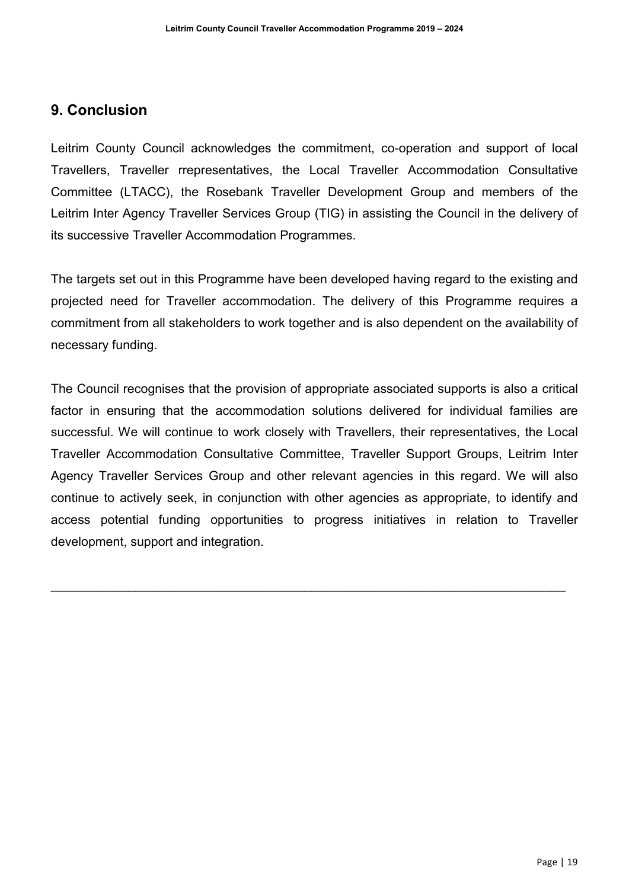## 9. Conclusion

Leitrim County Council acknowledges the commitment, co-operation and support of local Travellers, Traveller rrepresentatives, the Local Traveller Accommodation Consultative Committee (LTACC), the Rosebank Traveller Development Group and members of the Leitrim Inter Agency Traveller Services Group (TIG) in assisting the Council in the delivery of its successive Traveller Accommodation Programmes.

The targets set out in this Programme have been developed having regard to the existing and projected need for Traveller accommodation. The delivery of this Programme requires a commitment from all stakeholders to work together and is also dependent on the availability of necessary funding.

The Council recognises that the provision of appropriate associated supports is also a critical factor in ensuring that the accommodation solutions delivered for individual families are successful. We will continue to work closely with Travellers, their representatives, the Local Traveller Accommodation Consultative Committee, Traveller Support Groups, Leitrim Inter Agency Traveller Services Group and other relevant agencies in this regard. We will also continue to actively seek, in conjunction with other agencies as appropriate, to identify and access potential funding opportunities to progress initiatives in relation to Traveller development, support and integration.

---